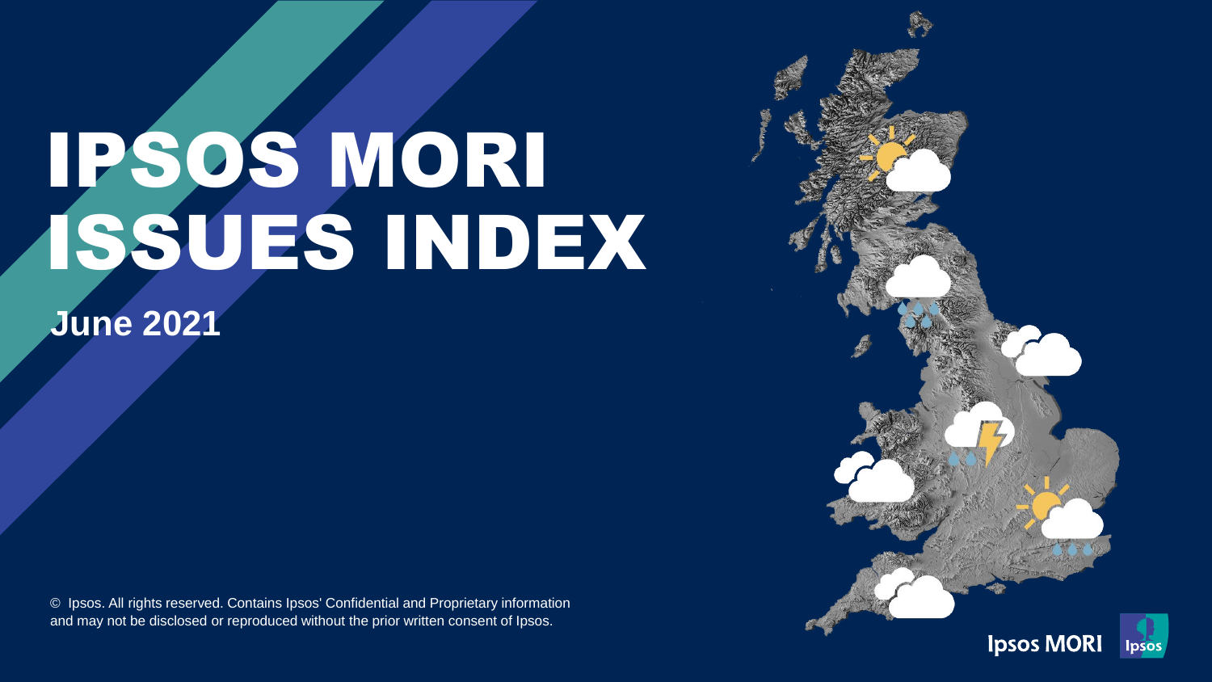# IPSOS MORI ISSUES INDEX

**June 2021**

© Ipsos. All rights reserved. Contains Ipsos' Confidential and Proprietary information and may not be disclosed or reproduced without the prior written consent of Ipsos.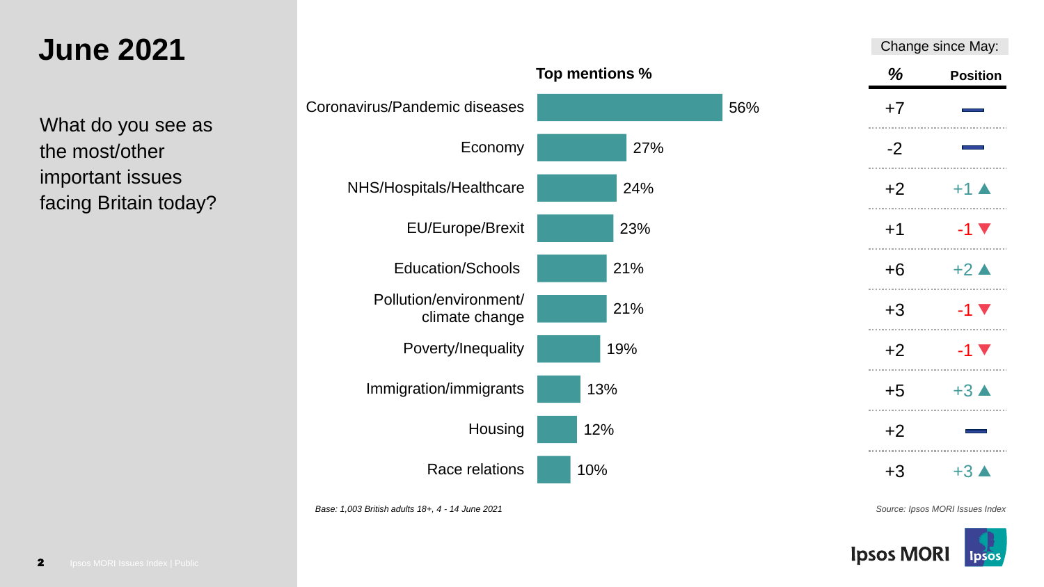# June 2021

What do you see as the most/other important issues facing Britain today?

**Top mentions %**

Change since May:

% Position

Coronavirus/Pandemic diseases 56% +7 –

Economy 27% -2 –

NHS/Hospitals/Healthcare 24% +2 +1 ▲

EU/Europe/Brexit 23% +1 -1 ▼

Education/Schools 21% +6 +2 ▲

Pollution/environment/ climate change 21% +3 -1 ▼

Poverty/Inequality 19% +2 -1 ▼

Immigration/immigrants 13% +5 +3 ▲

Housing 12% +2 –

Race relations 10% +3 +3 ▲

*Base: 1,003 British adults 18+, 4 - 14 June 2021*

*Source: Ipsos MORI Issues Index*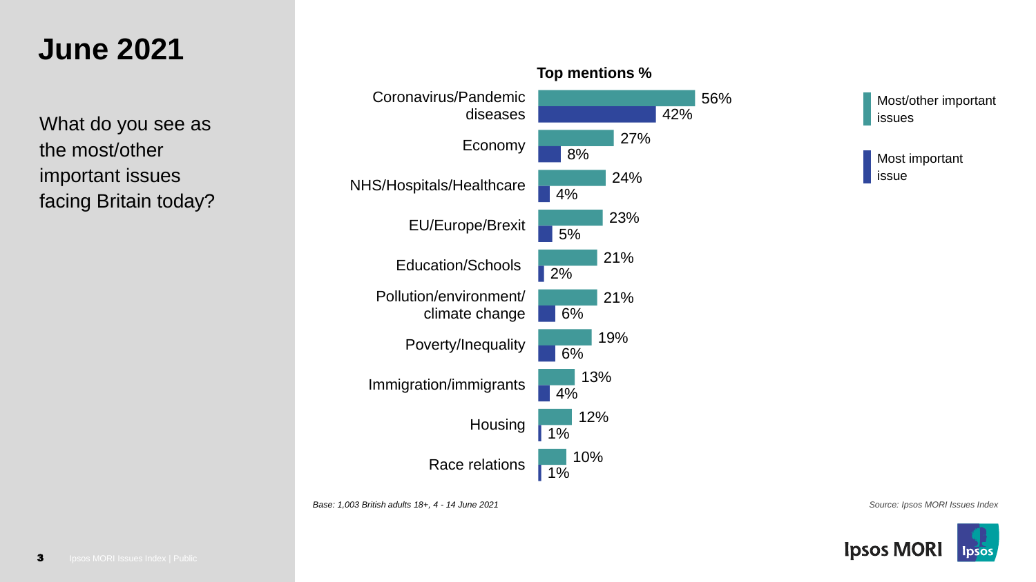# June 2021

What do you see as the most/other important issues facing Britain today?

**Top mentions %**

Most/other important issues

Most important issue

Coronavirus/Pandemic diseases
56%
42%

Economy
27%
8%

NHS/Hospitals/Healthcare
24%
4%

EU/Europe/Brexit
23%
5%

Education/Schools
21%
2%

Pollution/environment/ climate change
21%
6%

Poverty/Inequality
19%
6%

Immigration/immigrants
13%
4%

Housing
12%
1%

Race relations
10%
1%

*Base: 1,003 British adults 18+, 4 - 14 June 2021*

*Source: Ipsos MORI Issues Index*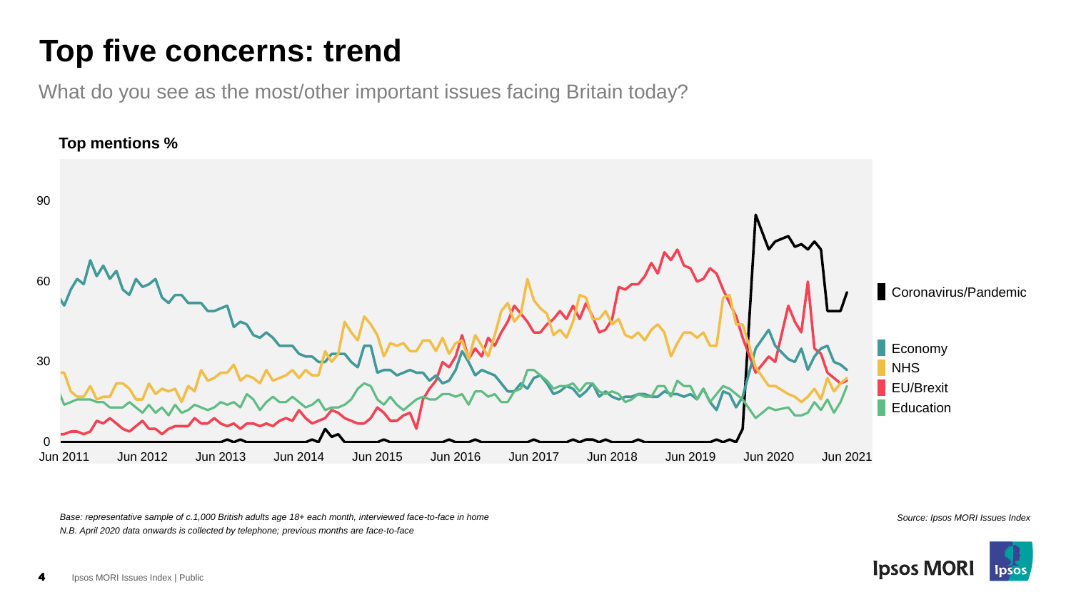# Top five concerns: trend

What do you see as the most/other important issues facing Britain today?

**Top mentions %**

90

60

30

0

Jun 2011 Jun 2012 Jun 2013 Jun 2014 Jun 2015 Jun 2016 Jun 2017 Jun 2018 Jun 2019 Jun 2020 Jun 2021

Coronavirus/Pandemic

Economy

NHS

EU/Brexit

Education

*Base: representative sample of c.1,000 British adults age 18+ each month, interviewed face-to-face in home*

*N.B. April 2020 data onwards is collected by telephone; previous months are face-to-face*

*Source: Ipsos MORI Issues Index*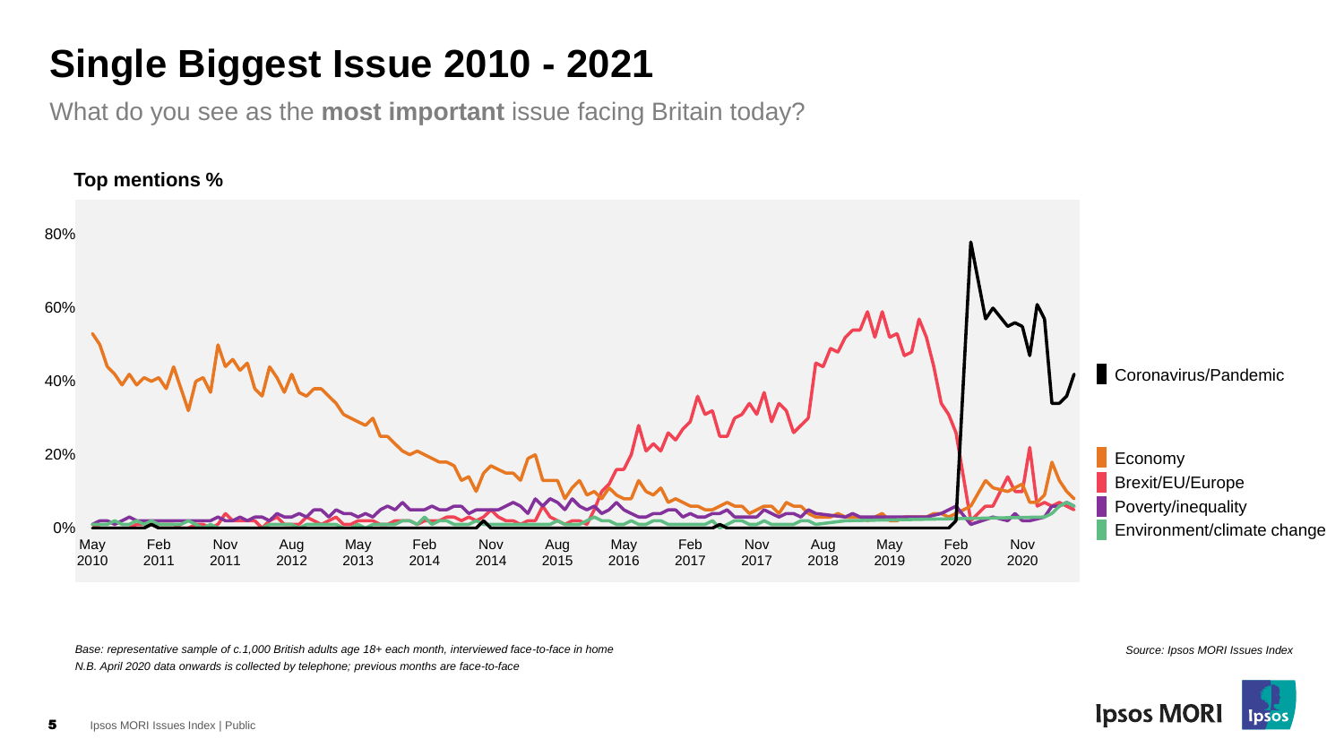# Single Biggest Issue 2010 - 2021

What do you see as the **most important** issue facing Britain today?

**Top mentions %**

80%
60%
40%
20%
0%

May 2010
Feb 2011
Nov 2011
Aug 2012
May 2013
Feb 2014
Nov 2014
Aug 2015
May 2016
Feb 2017
Nov 2017
Aug 2018
May 2019
Feb 2020
Nov 2020

Coronavirus/Pandemic
Economy
Brexit/EU/Europe
Poverty/inequality
Environment/climate change

*Base: representative sample of c.1,000 British adults age 18+ each month, interviewed face-to-face in home*
*N.B. April 2020 data onwards is collected by telephone; previous months are face-to-face*

*Source: Ipsos MORI Issues Index*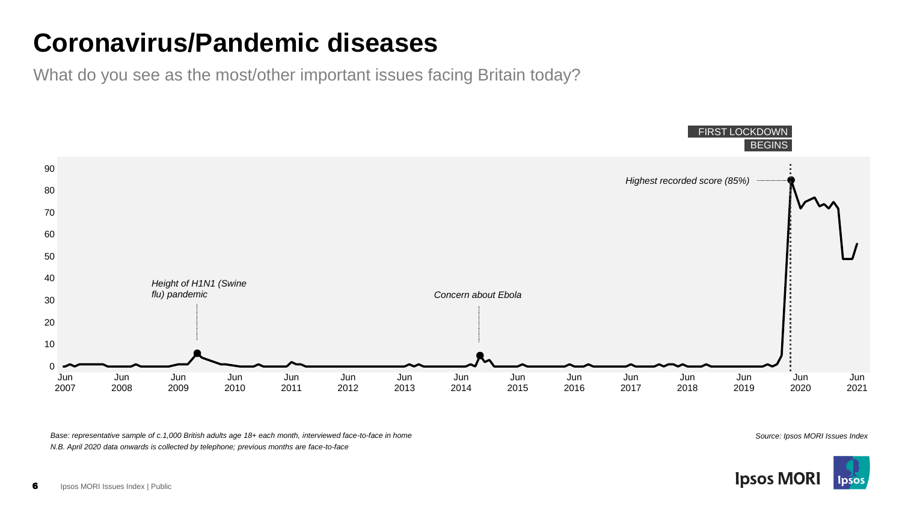# Coronavirus/Pandemic diseases

What do you see as the most/other important issues facing Britain today?

FIRST LOCKDOWN BEGINS

Highest recorded score (85%)

Height of H1N1 (Swine flu) pandemic

Concern about Ebola

90
80
70
60
50
40
30
20
10
0

Jun 2007
Jun 2008
Jun 2009
Jun 2010
Jun 2011
Jun 2012
Jun 2013
Jun 2014
Jun 2015
Jun 2016
Jun 2017
Jun 2018
Jun 2019
Jun 2020
Jun 2021

*Base: representative sample of c.1,000 British adults age 18+ each month, interviewed face-to-face in home*

*N.B. April 2020 data onwards is collected by telephone; previous months are face-to-face*

*Source: Ipsos MORI Issues Index*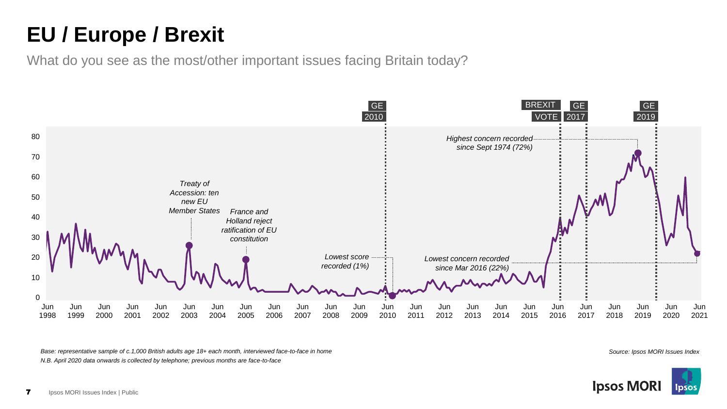# EU / Europe / Brexit

What do you see as the most/other important issues facing Britain today?

GE 2010

BREXIT VOTE

GE 2017

GE 2019

*Highest concern recorded since Sept 1974 (72%)*

*Treaty of Accession: ten new EU Member States*

*France and Holland reject ratification of EU constitution*

*Lowest score recorded (1%)*

*Lowest concern recorded since Mar 2016 (22%)*

0
10
20
30
40
50
60
70
80

Jun 1998
Jun 1999
Jun 2000
Jun 2001
Jun 2002
Jun 2003
Jun 2004
Jun 2005
Jun 2006
Jun 2007
Jun 2008
Jun 2009
Jun 2010
Jun 2011
Jun 2012
Jun 2013
Jun 2014
Jun 2015
Jun 2016
Jun 2017
Jun 2018
Jun 2019
Jun 2020
Jun 2021

*Base: representative sample of c.1,000 British adults age 18+ each month, interviewed face-to-face in home*
*N.B. April 2020 data onwards is collected by telephone; previous months are face-to-face*

*Source: Ipsos MORI Issues Index*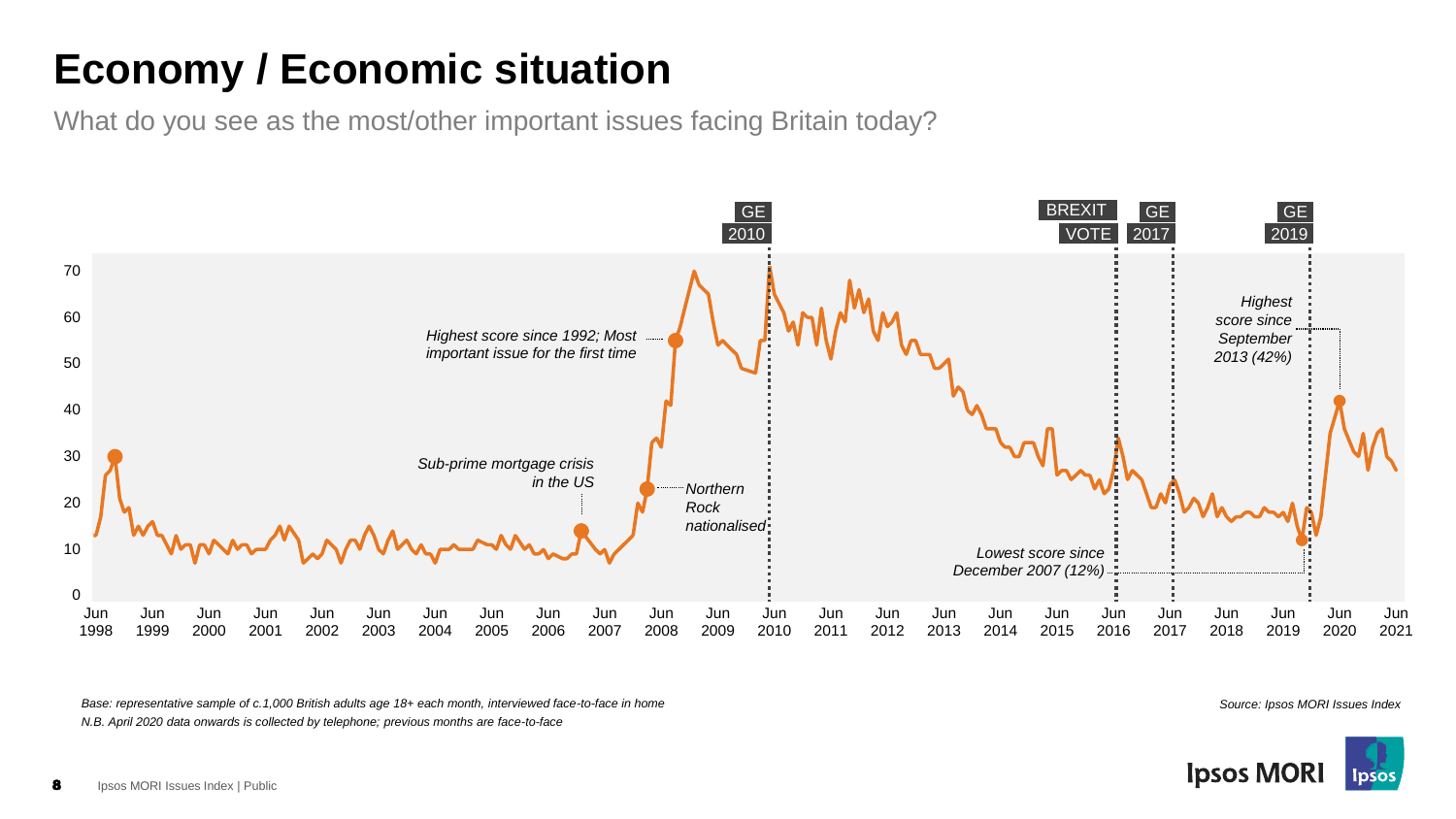# Economy / Economic situation

What do you see as the most/other important issues facing Britain today?

GE 2010

BREXIT VOTE

GE 2017

GE 2019

70

60

50

40

30

20

10

0

Jun 1998 · Jun 1999 · Jun 2000 · Jun 2001 · Jun 2002 · Jun 2003 · Jun 2004 · Jun 2005 · Jun 2006 · Jun 2007 · Jun 2008 · Jun 2009 · Jun 2010 · Jun 2011 · Jun 2012 · Jun 2013 · Jun 2014 · Jun 2015 · Jun 2016 · Jun 2017 · Jun 2018 · Jun 2019 · Jun 2020 · Jun 2021

*Highest score since 1992; Most important issue for the first time*

*Sub-prime mortgage crisis in the US*

*Northern Rock nationalised*

*Highest score since September 2013 (42%)*

*Lowest score since December 2007 (12%)*

*Base: representative sample of c.1,000 British adults age 18+ each month, interviewed face-to-face in home*

*N.B. April 2020 data onwards is collected by telephone; previous months are face-to-face*

*Source: Ipsos MORI Issues Index*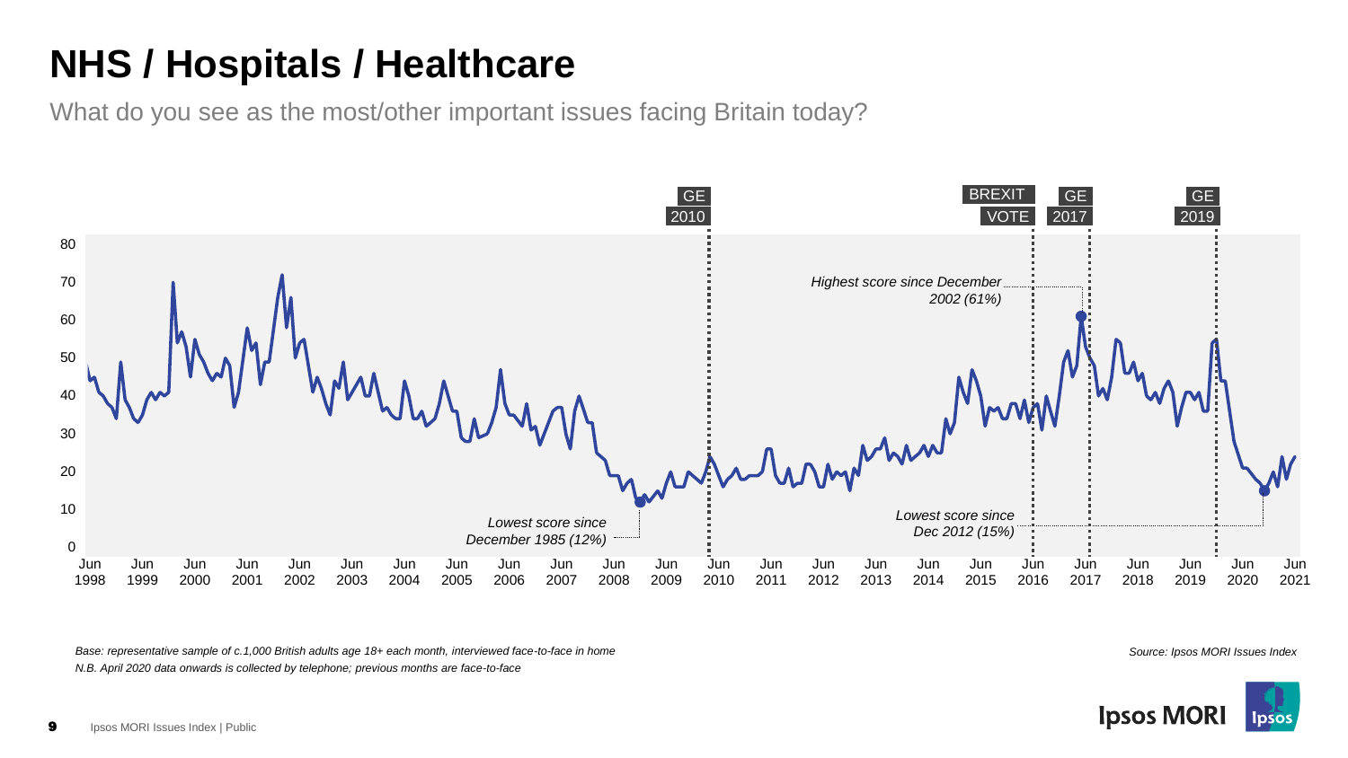# NHS / Hospitals / Healthcare

What do you see as the most/other important issues facing Britain today?

GE 2010

BREXIT VOTE

GE 2017

GE 2019

80
70
60
50
40
30
20
10
0

*Highest score since December 2002 (61%)*

*Lowest score since December 1985 (12%)*

*Lowest score since Dec 2012 (15%)*

Jun 1998, Jun 1999, Jun 2000, Jun 2001, Jun 2002, Jun 2003, Jun 2004, Jun 2005, Jun 2006, Jun 2007, Jun 2008, Jun 2009, Jun 2010, Jun 2011, Jun 2012, Jun 2013, Jun 2014, Jun 2015, Jun 2016, Jun 2017, Jun 2018, Jun 2019, Jun 2020, Jun 2021

*Base: representative sample of c.1,000 British adults age 18+ each month, interviewed face-to-face in home*

*N.B. April 2020 data onwards is collected by telephone; previous months are face-to-face*

*Source: Ipsos MORI Issues Index*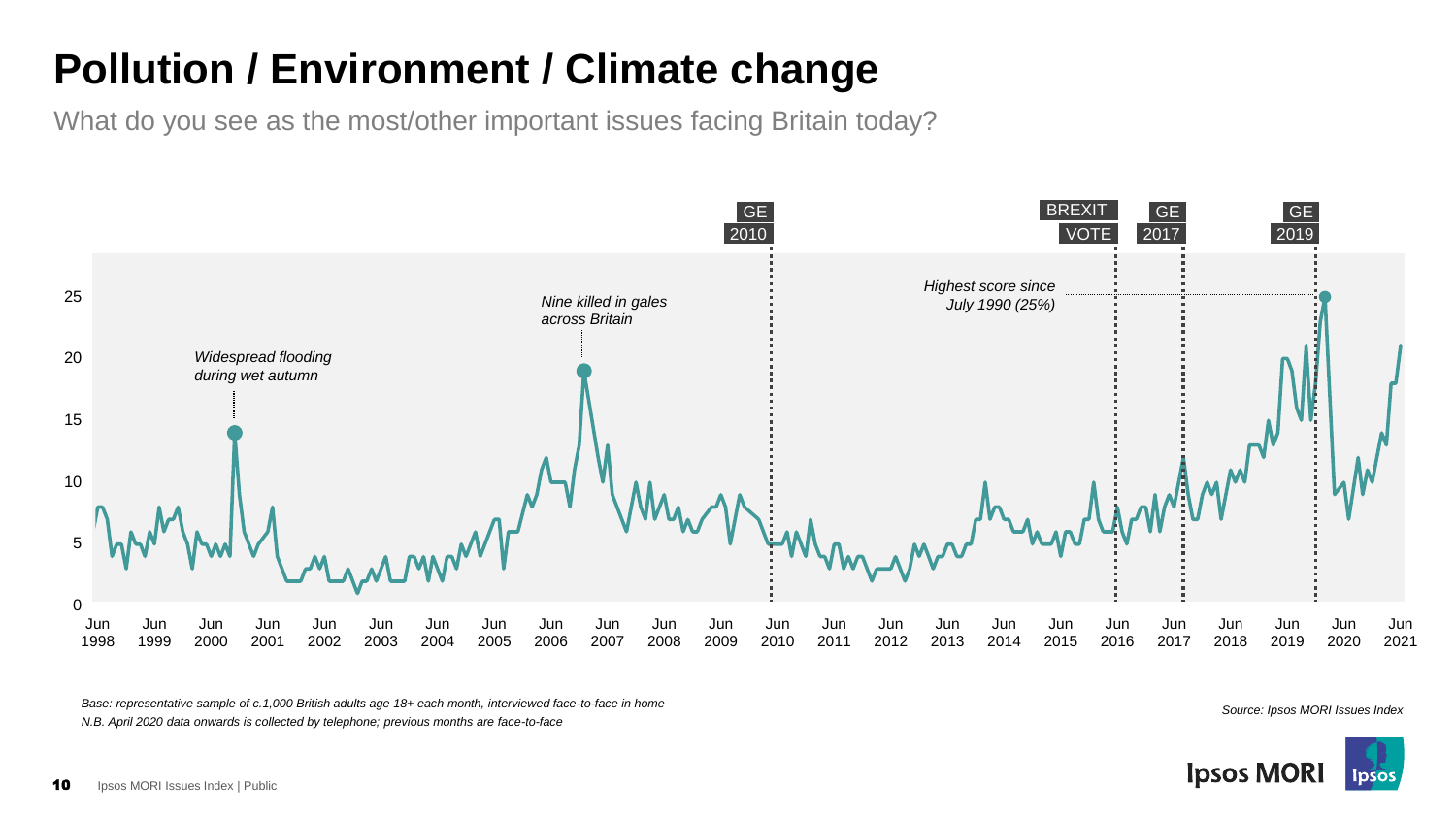# Pollution / Environment / Climate change

What do you see as the most/other important issues facing Britain today?

GE 2010

BREXIT VOTE

GE 2017

GE 2019

*Widespread flooding during wet autumn*

*Nine killed in gales across Britain*

*Highest score since July 1990 (25%)*

0
5
10
15
20
25

Jun 1998, Jun 1999, Jun 2000, Jun 2001, Jun 2002, Jun 2003, Jun 2004, Jun 2005, Jun 2006, Jun 2007, Jun 2008, Jun 2009, Jun 2010, Jun 2011, Jun 2012, Jun 2013, Jun 2014, Jun 2015, Jun 2016, Jun 2017, Jun 2018, Jun 2019, Jun 2020, Jun 2021

*Base: representative sample of c.1,000 British adults age 18+ each month, interviewed face-to-face in home*
*N.B. April 2020 data onwards is collected by telephone; previous months are face-to-face*

*Source: Ipsos MORI Issues Index*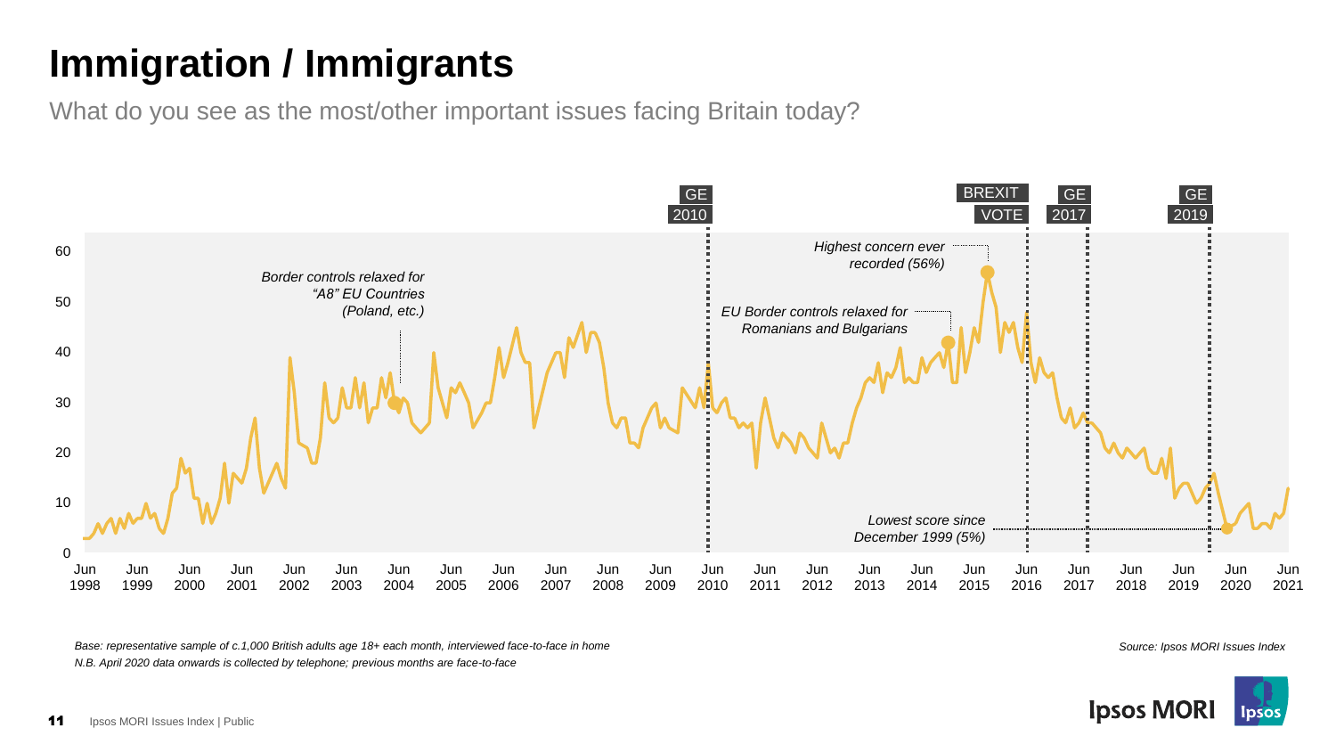# Immigration / Immigrants

What do you see as the most/other important issues facing Britain today?

GE 2010

BREXIT VOTE

GE 2017

GE 2019

60

50

40

30

20

10

0

*Highest concern ever recorded (56%)*

*Border controls relaxed for "A8" EU Countries (Poland, etc.)*

*EU Border controls relaxed for Romanians and Bulgarians*

*Lowest score since December 1999 (5%)*

Jun 1998 Jun 1999 Jun 2000 Jun 2001 Jun 2002 Jun 2003 Jun 2004 Jun 2005 Jun 2006 Jun 2007 Jun 2008 Jun 2009 Jun 2010 Jun 2011 Jun 2012 Jun 2013 Jun 2014 Jun 2015 Jun 2016 Jun 2017 Jun 2018 Jun 2019 Jun 2020 Jun 2021

*Base: representative sample of c.1,000 British adults age 18+ each month, interviewed face-to-face in home*

*N.B. April 2020 data onwards is collected by telephone; previous months are face-to-face*

*Source: Ipsos MORI Issues Index*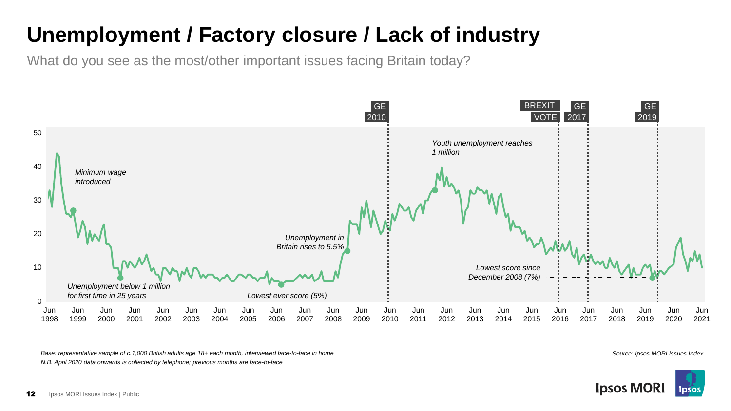# Unemployment / Factory closure / Lack of industry

What do you see as the most/other important issues facing Britain today?

GE 2010

BREXIT VOTE

GE 2017

GE 2019

50

40

30

20

10

0

*Minimum wage introduced*

*Unemployment below 1 million for first time in 25 years*

*Lowest ever score (5%)*

*Unemployment in Britain rises to 5.5%*

*Youth unemployment reaches 1 million*

*Lowest score since December 2008 (7%)*

Jun 1998, Jun 1999, Jun 2000, Jun 2001, Jun 2002, Jun 2003, Jun 2004, Jun 2005, Jun 2006, Jun 2007, Jun 2008, Jun 2009, Jun 2010, Jun 2011, Jun 2012, Jun 2013, Jun 2014, Jun 2015, Jun 2016, Jun 2017, Jun 2018, Jun 2019, Jun 2020, Jun 2021

*Base: representative sample of c.1,000 British adults age 18+ each month, interviewed face-to-face in home*

*N.B. April 2020 data onwards is collected by telephone; previous months are face-to-face*

*Source: Ipsos MORI Issues Index*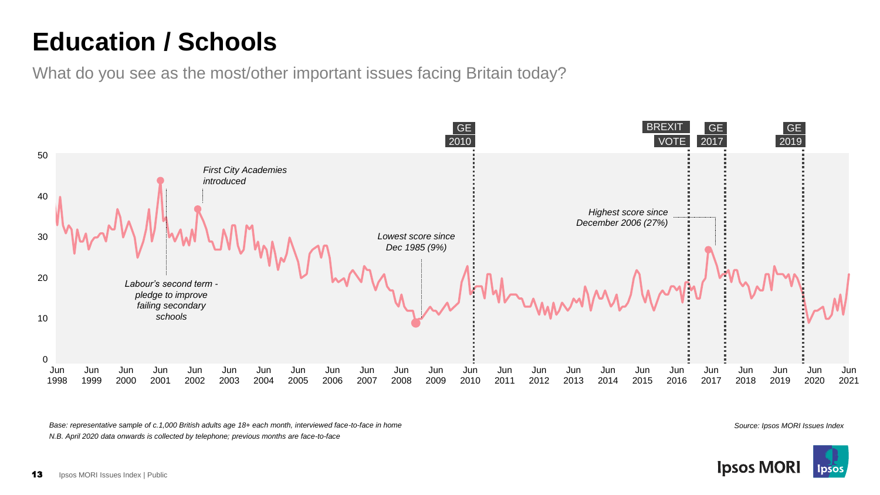# Education / Schools

What do you see as the most/other important issues facing Britain today?

GE 2010

BREXIT VOTE

GE 2017

GE 2019

50

40

30

20

10

0

*First City Academies introduced*

*Highest score since December 2006 (27%)*

*Lowest score since Dec 1985 (9%)*

*Labour's second term - pledge to improve failing secondary schools*

Jun 1998, Jun 1999, Jun 2000, Jun 2001, Jun 2002, Jun 2003, Jun 2004, Jun 2005, Jun 2006, Jun 2007, Jun 2008, Jun 2009, Jun 2010, Jun 2011, Jun 2012, Jun 2013, Jun 2014, Jun 2015, Jun 2016, Jun 2017, Jun 2018, Jun 2019, Jun 2020, Jun 2021

*Base: representative sample of c.1,000 British adults age 18+ each month, interviewed face-to-face in home*

*N.B. April 2020 data onwards is collected by telephone; previous months are face-to-face*

*Source: Ipsos MORI Issues Index*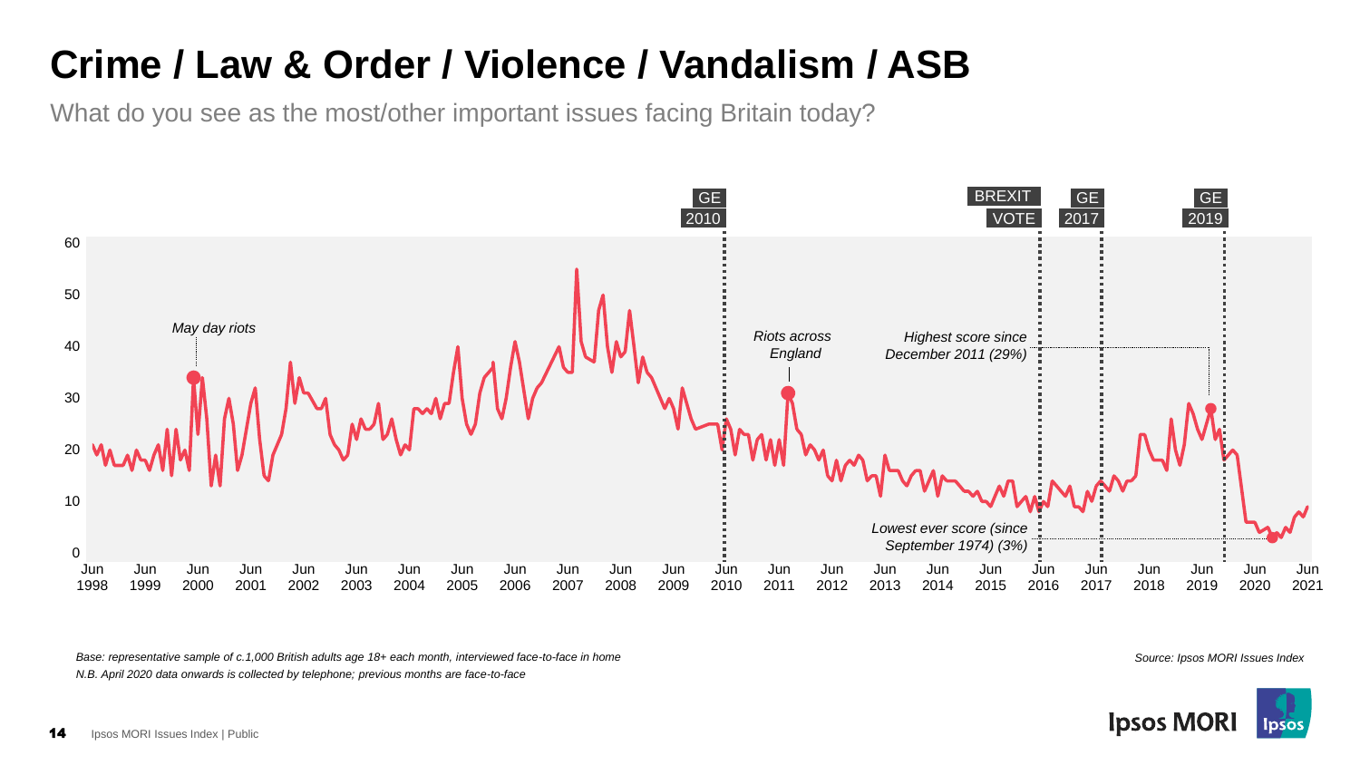# Crime / Law & Order / Violence / Vandalism / ASB

What do you see as the most/other important issues facing Britain today?

GE 2010

BREXIT VOTE

GE 2017

GE 2019

60

50

40

30

20

10

0

*May day riots*

*Riots across England*

*Highest score since December 2011 (29%)*

*Lowest ever score (since September 1974) (3%)*

Jun 1998 | Jun 1999 | Jun 2000 | Jun 2001 | Jun 2002 | Jun 2003 | Jun 2004 | Jun 2005 | Jun 2006 | Jun 2007 | Jun 2008 | Jun 2009 | Jun 2010 | Jun 2011 | Jun 2012 | Jun 2013 | Jun 2014 | Jun 2015 | Jun 2016 | Jun 2017 | Jun 2018 | Jun 2019 | Jun 2020 | Jun 2021

*Base: representative sample of c.1,000 British adults age 18+ each month, interviewed face-to-face in home*

*N.B. April 2020 data onwards is collected by telephone; previous months are face-to-face*

*Source: Ipsos MORI Issues Index*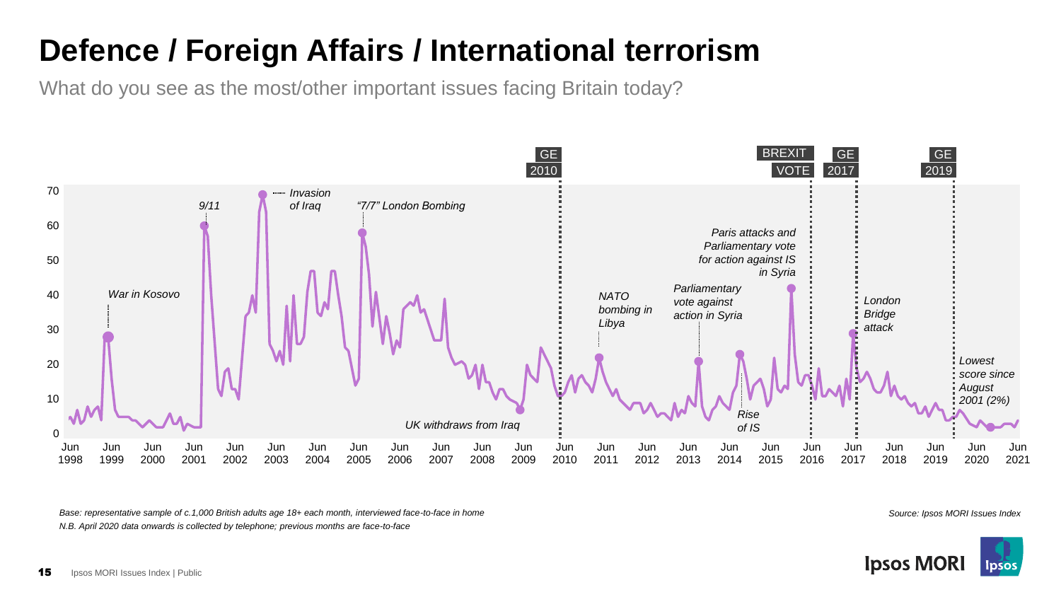# Defence / Foreign Affairs / International terrorism

What do you see as the most/other important issues facing Britain today?

GE 2010
BREXIT VOTE
GE 2017
GE 2019

70
60
50
40
30
20
10
0

*War in Kosovo*
*9/11*
*Invasion of Iraq*
*"7/7" London Bombing*
*UK withdraws from Iraq*
*NATO bombing in Libya*
*Parliamentary vote against action in Syria*
*Rise of IS*
*Paris attacks and Parliamentary vote for action against IS in Syria*
*London Bridge attack*
*Lowest score since August 2001 (2%)*

Jun 1998, Jun 1999, Jun 2000, Jun 2001, Jun 2002, Jun 2003, Jun 2004, Jun 2005, Jun 2006, Jun 2007, Jun 2008, Jun 2009, Jun 2010, Jun 2011, Jun 2012, Jun 2013, Jun 2014, Jun 2015, Jun 2016, Jun 2017, Jun 2018, Jun 2019, Jun 2020, Jun 2021

*Base: representative sample of c.1,000 British adults age 18+ each month, interviewed face-to-face in home*
*N.B. April 2020 data onwards is collected by telephone; previous months are face-to-face*

*Source: Ipsos MORI Issues Index*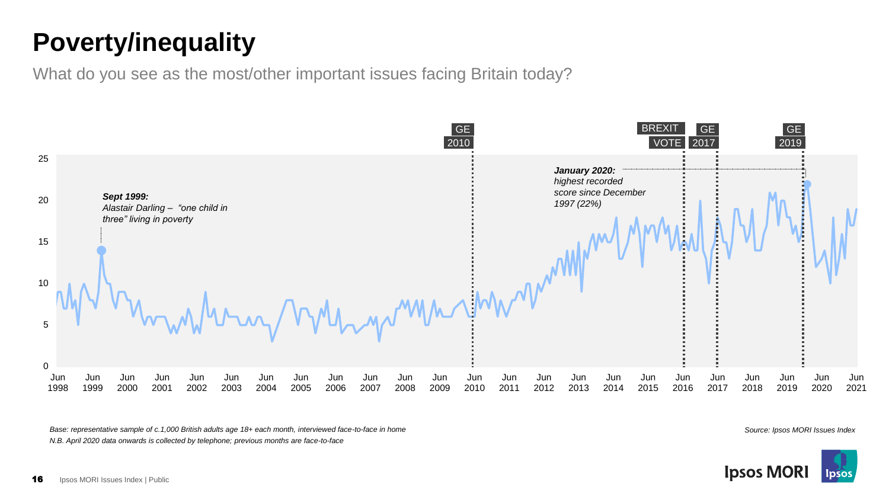# Poverty/inequality

What do you see as the most/other important issues facing Britain today?

GE 2010

BREXIT VOTE

GE 2017

GE 2019

25
20
15
10
5
0

*Sept 1999:*
*Alastair Darling – "one child in three" living in poverty*

*January 2020:*
*highest recorded score since December 1997 (22%)*

Jun 1998, Jun 1999, Jun 2000, Jun 2001, Jun 2002, Jun 2003, Jun 2004, Jun 2005, Jun 2006, Jun 2007, Jun 2008, Jun 2009, Jun 2010, Jun 2011, Jun 2012, Jun 2013, Jun 2014, Jun 2015, Jun 2016, Jun 2017, Jun 2018, Jun 2019, Jun 2020, Jun 2021

*Base: representative sample of c.1,000 British adults age 18+ each month, interviewed face-to-face in home*
*N.B. April 2020 data onwards is collected by telephone; previous months are face-to-face*

*Source: Ipsos MORI Issues Index*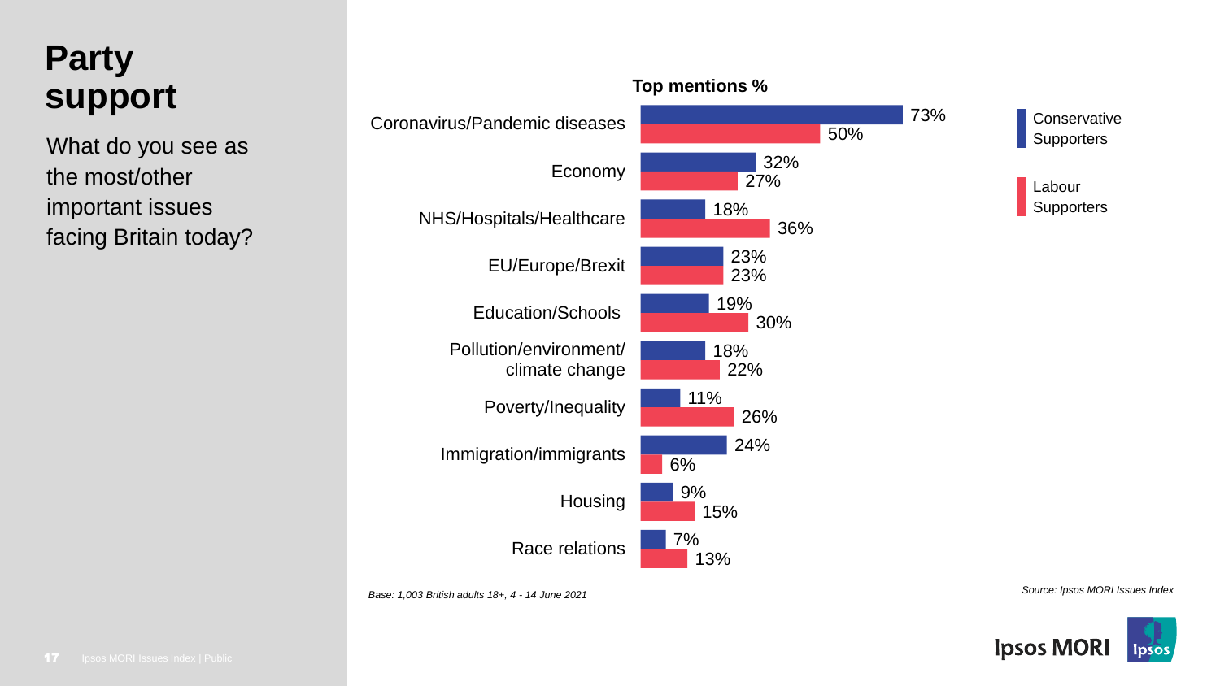# Party support

What do you see as the most/other important issues facing Britain today?

**Top mentions %**

Conservative Supporters
Labour Supporters

Coronavirus/Pandemic diseases
73%
50%

Economy
32%
27%

NHS/Hospitals/Healthcare
18%
36%

EU/Europe/Brexit
23%
23%

Education/Schools
19%
30%

Pollution/environment/ climate change
18%
22%

Poverty/Inequality
11%
26%

Immigration/immigrants
24%
6%

Housing
9%
15%

Race relations
7%
13%

*Base: 1,003 British adults 18+, 4 - 14 June 2021*

*Source: Ipsos MORI Issues Index*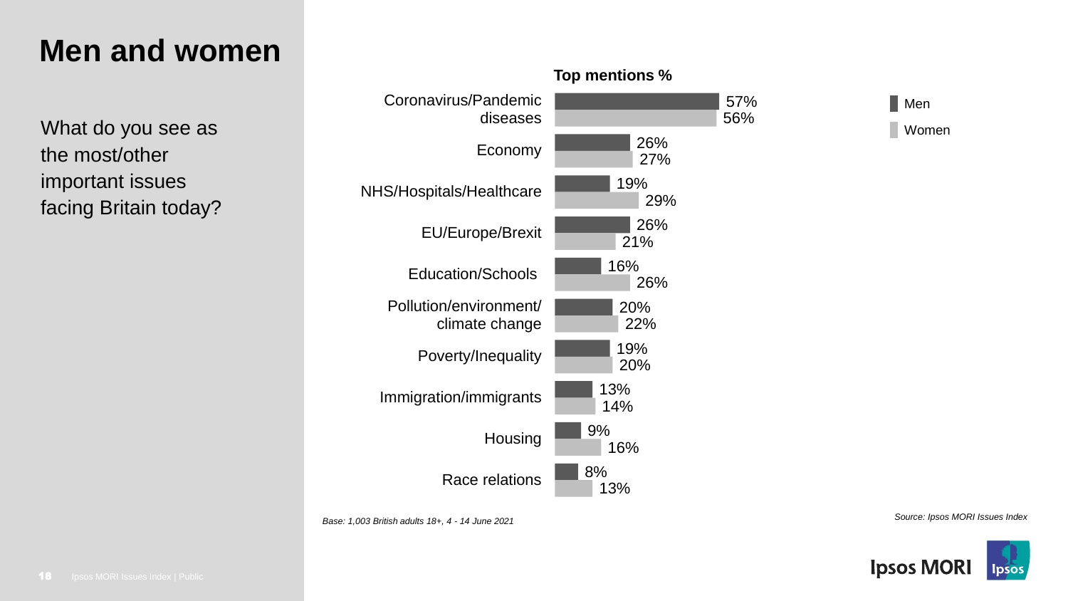# Men and women

What do you see as the most/other important issues facing Britain today?

**Top mentions %**

Men
Women

Coronavirus/Pandemic diseases
57%
56%

Economy
26%
27%

NHS/Hospitals/Healthcare
19%
29%

EU/Europe/Brexit
26%
21%

Education/Schools
16%
26%

Pollution/environment/ climate change
20%
22%

Poverty/Inequality
19%
20%

Immigration/immigrants
13%
14%

Housing
9%
16%

Race relations
8%
13%

*Base: 1,003 British adults 18+, 4 - 14 June 2021*

*Source: Ipsos MORI Issues Index*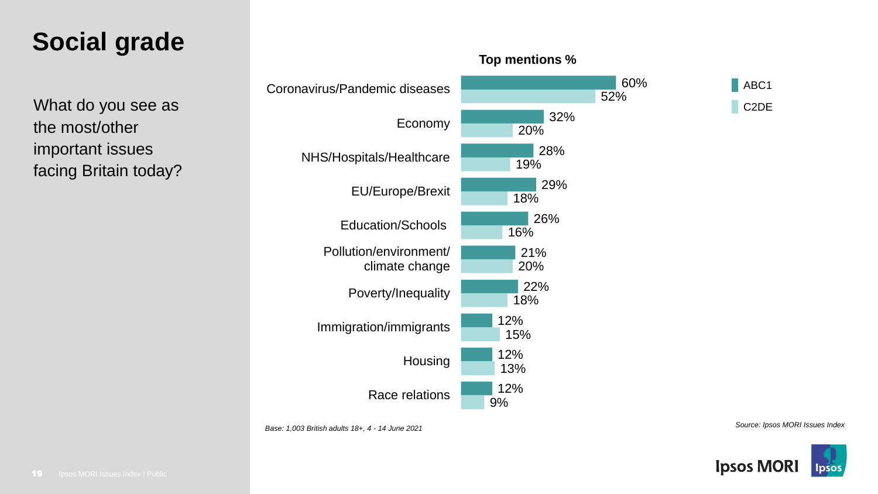# Social grade

What do you see as the most/other important issues facing Britain today?

**Top mentions %**

ABC1
C2DE

Coronavirus/Pandemic diseases 60% 52%
Economy 32% 20%
NHS/Hospitals/Healthcare 28% 19%
EU/Europe/Brexit 29% 18%
Education/Schools 26% 16%
Pollution/environment/ climate change 21% 20%
Poverty/Inequality 22% 18%
Immigration/immigrants 12% 15%
Housing 12% 13%
Race relations 12% 9%

*Base: 1,003 British adults 18+, 4 - 14 June 2021*

*Source: Ipsos MORI Issues Index*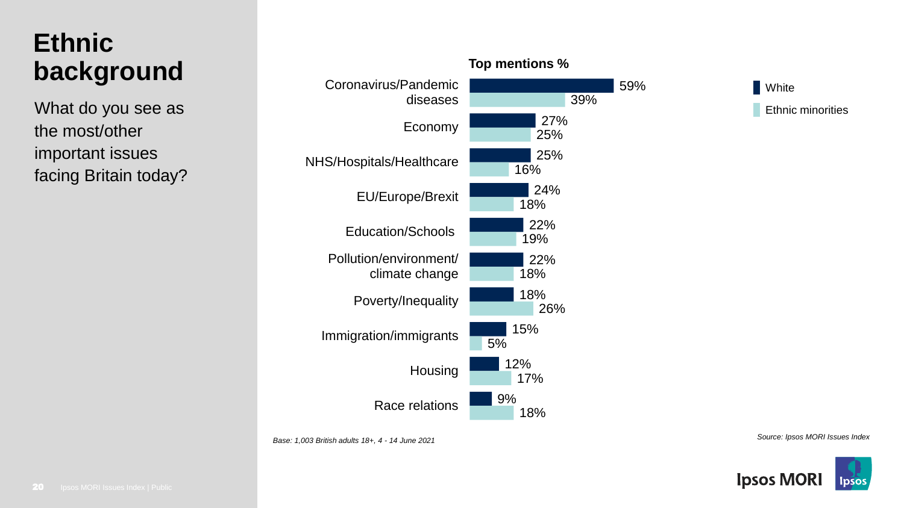# Ethnic background

What do you see as the most/other important issues facing Britain today?

**Top mentions %**

White
Ethnic minorities

Coronavirus/Pandemic diseases
59%
39%

Economy
27%
25%

NHS/Hospitals/Healthcare
25%
16%

EU/Europe/Brexit
24%
18%

Education/Schools
22%
19%

Pollution/environment/ climate change
22%
18%

Poverty/Inequality
18%
26%

Immigration/immigrants
15%
5%

Housing
12%
17%

Race relations
9%
18%

*Base: 1,003 British adults 18+, 4 - 14 June 2021*

*Source: Ipsos MORI Issues Index*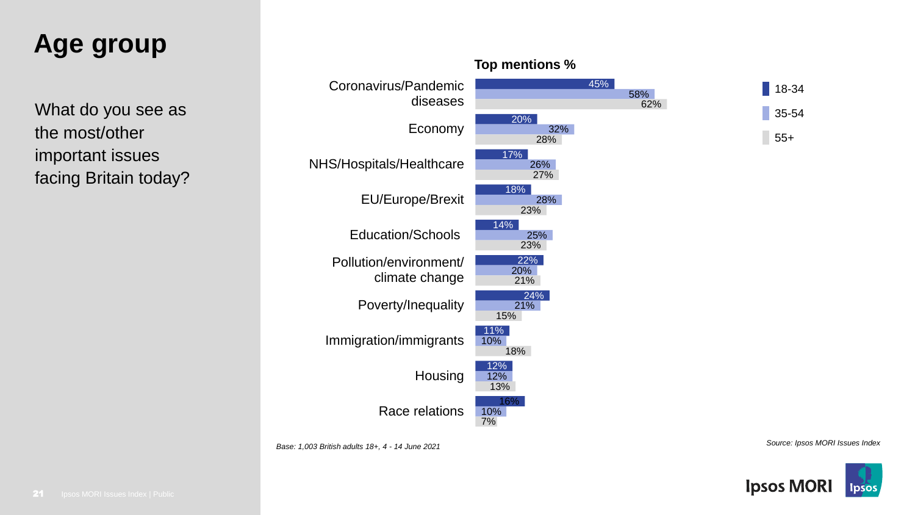# Age group

What do you see as the most/other important issues facing Britain today?

**Top mentions %**

18-34
35-54
55+

Coronavirus/Pandemic diseases
45%
58%
62%

Economy
20%
32%
28%

NHS/Hospitals/Healthcare
17%
26%
27%

EU/Europe/Brexit
18%
28%
23%

Education/Schools
14%
25%
23%

Pollution/environment/ climate change
22%
20%
21%

Poverty/Inequality
24%
21%
15%

Immigration/immigrants
11%
10%
18%

Housing
12%
12%
13%

Race relations
16%
10%
7%

*Base: 1,003 British adults 18+, 4 - 14 June 2021*

*Source: Ipsos MORI Issues Index*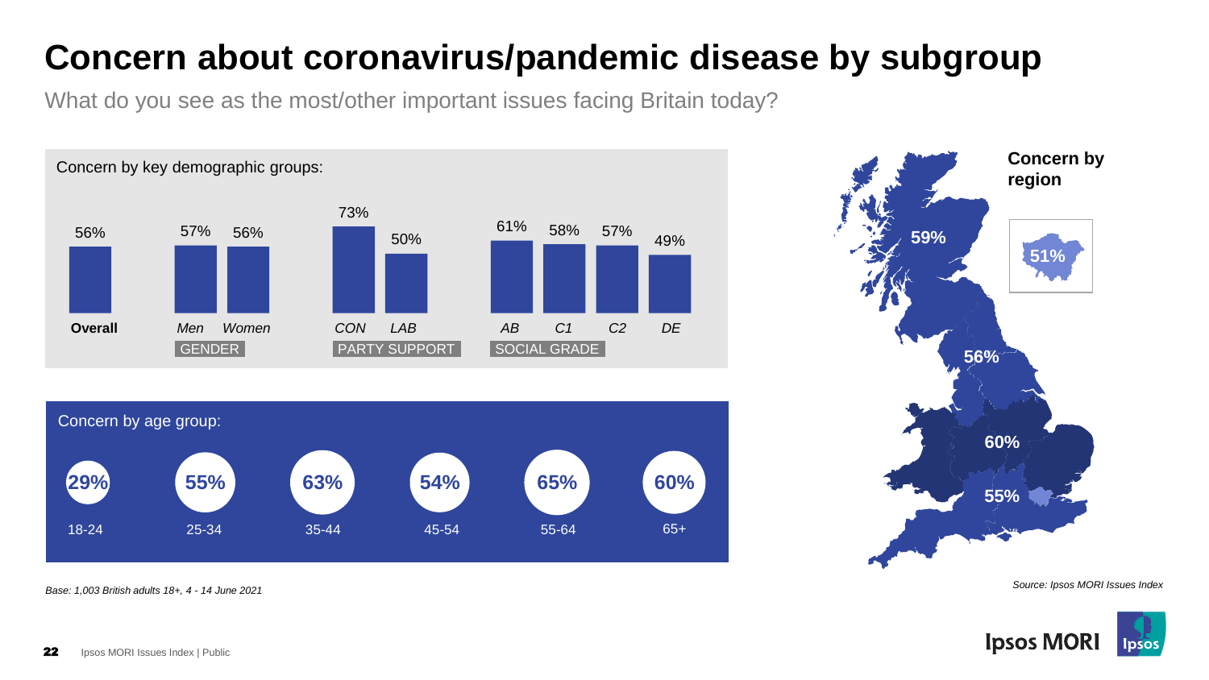# Concern about coronavirus/pandemic disease by subgroup

What do you see as the most/other important issues facing Britain today?

Concern by key demographic groups:

56%
**Overall**

57% 56%
*Men* *Women*
GENDER

73% 50%
*CON* *LAB*
PARTY SUPPORT

61% 58% 57% 49%
*AB* *C1* *C2* *DE*
SOCIAL GRADE

Concern by age group:

**29%** 18-24
**55%** 25-34
**63%** 35-44
**54%** 45-54
**65%** 55-64
**60%** 65+

**Concern by region**

**59%**
**51%**
**56%**
**60%**
**55%**

*Base: 1,003 British adults 18+, 4 - 14 June 2021*

*Source: Ipsos MORI Issues Index*

Ipsos MORI Issues Index | Public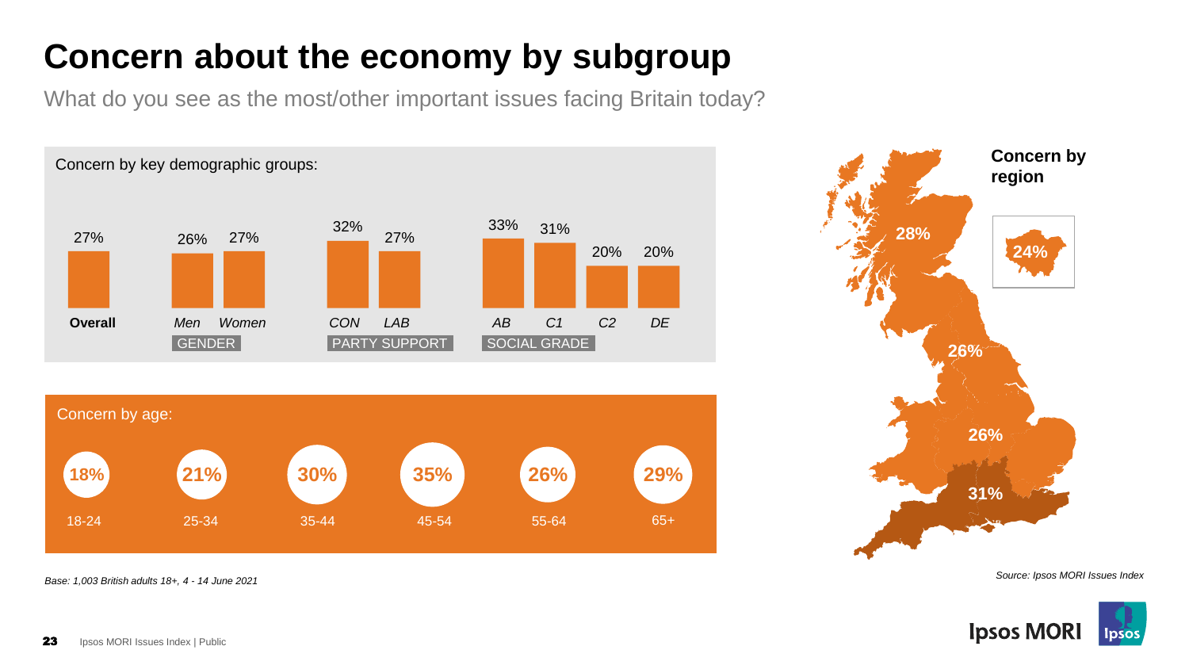# Concern about the economy by subgroup

What do you see as the most/other important issues facing Britain today?

Concern by key demographic groups:

27%
**Overall**

26% 27%
*Men* *Women*
GENDER

32% 27%
*CON* *LAB*
PARTY SUPPORT

33% 31% 20% 20%
*AB* *C1* *C2* *DE*
SOCIAL GRADE

Concern by age:

**18%** 18-24
**21%** 25-34
**30%** 35-44
**35%** 45-54
**26%** 55-64
**29%** 65+

**Concern by region**

28%
24%
26%
26%
31%

*Base: 1,003 British adults 18+, 4 - 14 June 2021*

*Source: Ipsos MORI Issues Index*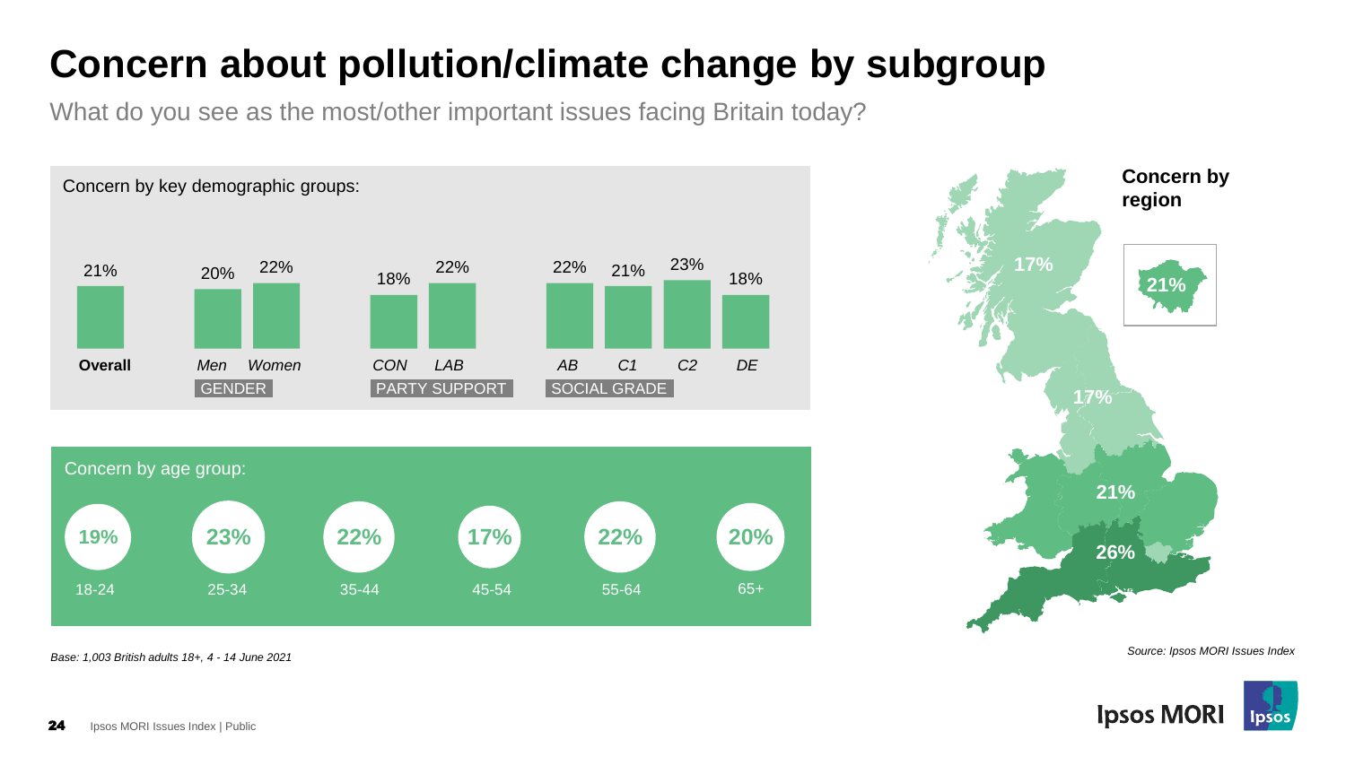# Concern about pollution/climate change by subgroup

What do you see as the most/other important issues facing Britain today?

Concern by key demographic groups:

21%
**Overall**

20% 22%
*Men* *Women*
GENDER

18% 22%
*CON* *LAB*
PARTY SUPPORT

22% 21% 23% 18%
*AB* *C1* *C2* *DE*
SOCIAL GRADE

Concern by age group:

**19%** 18-24
**23%** 25-34
**22%** 35-44
**17%** 45-54
**22%** 55-64
**20%** 65+

**Concern by region**

**21%**
**17%**
**17%**
**21%**
**26%**

*Base: 1,003 British adults 18+, 4 - 14 June 2021*

*Source: Ipsos MORI Issues Index*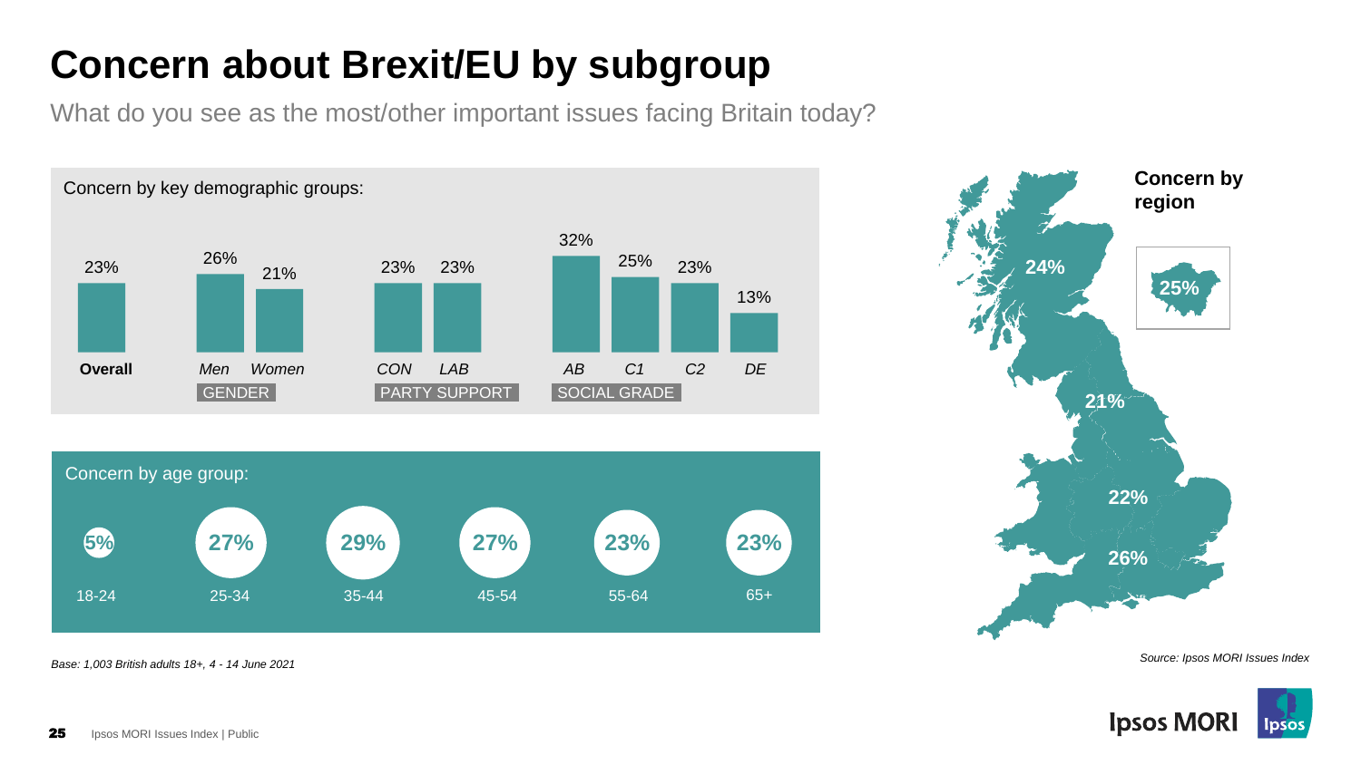# Concern about Brexit/EU by subgroup

What do you see as the most/other important issues facing Britain today?

Concern by key demographic groups:

| | Overall | Men | Women | CON | LAB | AB | C1 | C2 | DE |
|---|---|---|---|---|---|---|---|---|---|
| | | GENDER | | PARTY SUPPORT | | SOCIAL GRADE | | | |
| Concern | 23% | 26% | 21% | 23% | 23% | 32% | 25% | 23% | 13% |

Concern by age group:

| 18-24 | 25-34 | 35-44 | 45-54 | 55-64 | 65+ |
|---|---|---|---|---|---|
| 5% | 27% | 29% | 27% | 23% | 23% |

**Concern by region**

| Region (as shown on map) | Concern |
|---|---|
| Scotland | 24% |
| London | 25% |
| North | 21% |
| Midlands | 22% |
| South | 26% |

*Base: 1,003 British adults 18+, 4 - 14 June 2021*

*Source: Ipsos MORI Issues Index*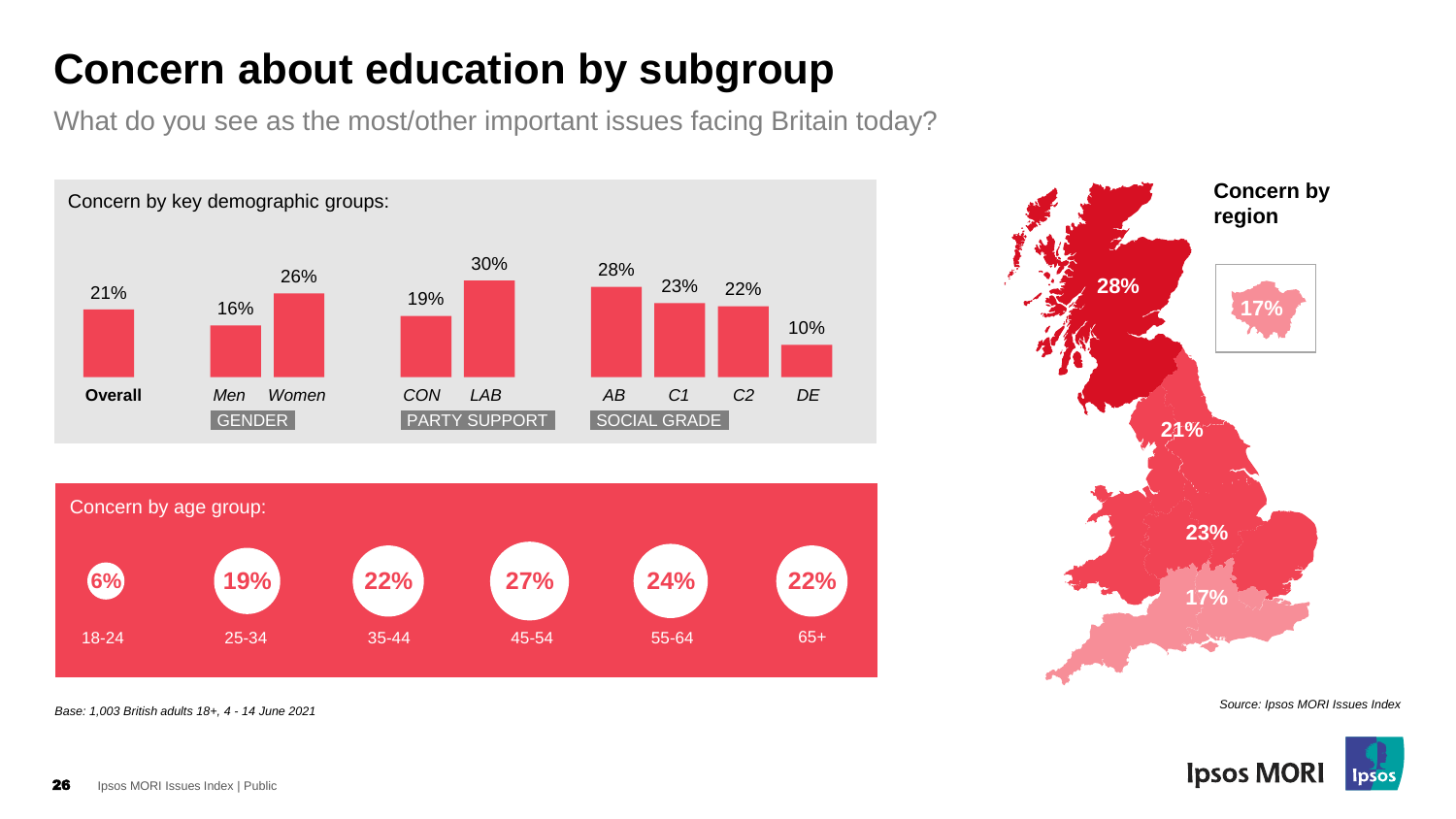# Concern about education by subgroup

What do you see as the most/other important issues facing Britain today?

Concern by key demographic groups:

21%
**Overall**

16% 26%
*Men* *Women*
GENDER

19% 30%
*CON* *LAB*
PARTY SUPPORT

28% 23% 22% 10%
*AB* *C1* *C2* *DE*
SOCIAL GRADE

Concern by age group:

**6%** 18-24
**19%** 25-34
**22%** 35-44
**27%** 45-54
**24%** 55-64
**22%** 65+

**Concern by region**

**28%**
**17%**
**21%**
**23%**
**17%**

*Base: 1,003 British adults 18+, 4 - 14 June 2021*

*Source: Ipsos MORI Issues Index*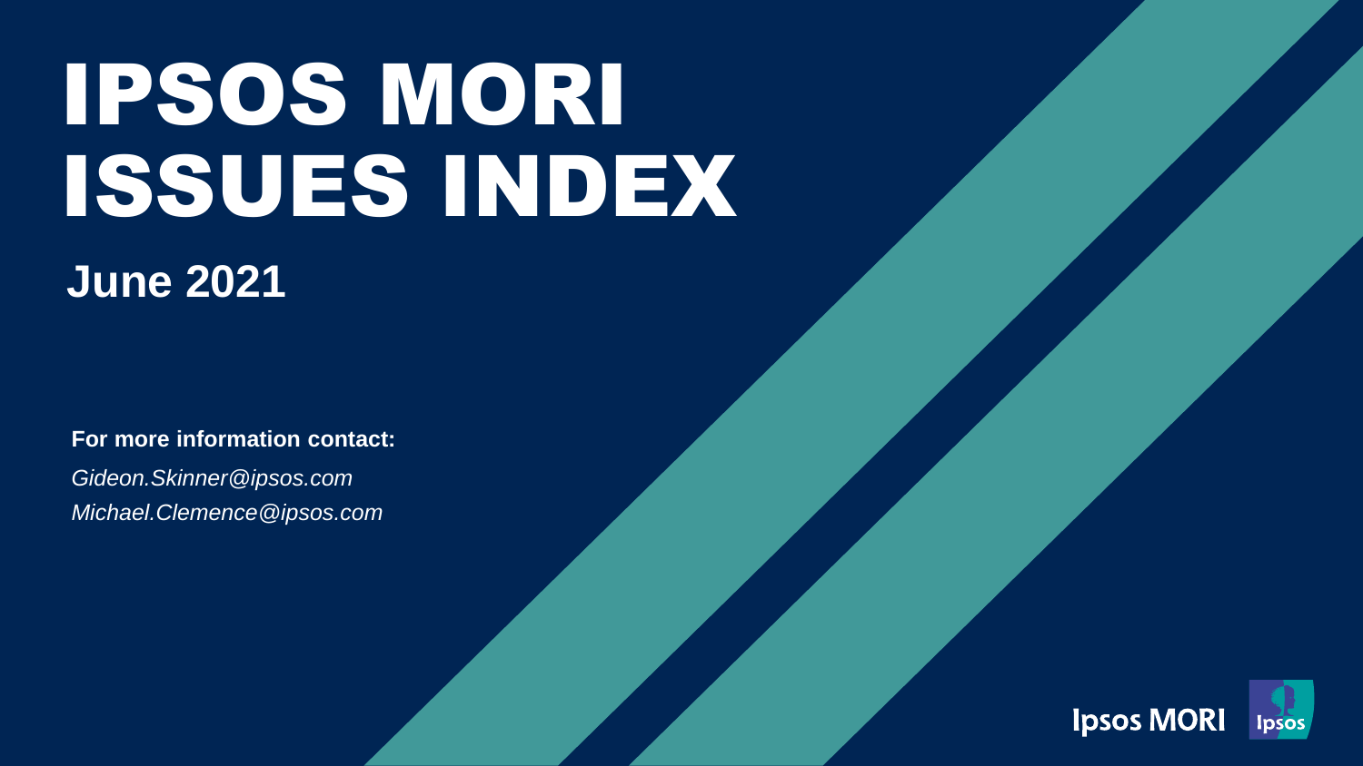# IPSOS MORI ISSUES INDEX

## June 2021

**For more information contact:**

*Gideon.Skinner@ipsos.com*

*Michael.Clemence@ipsos.com*